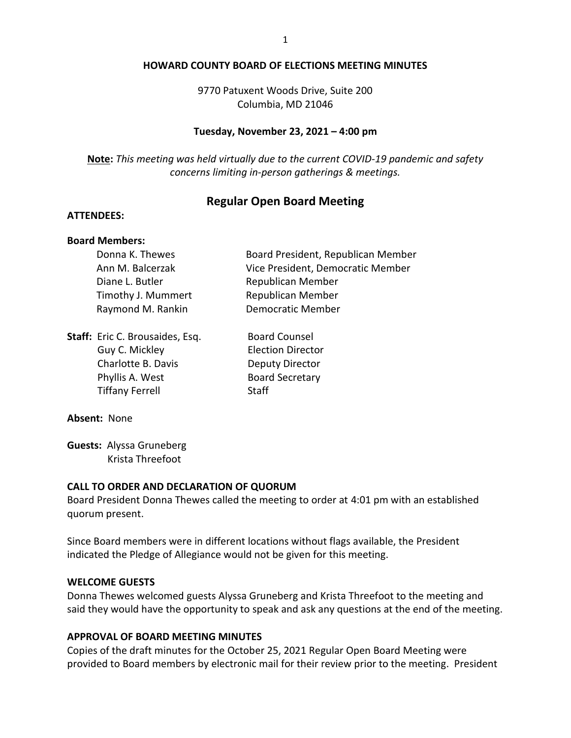# HOWARD COUNTY BOARD OF ELECTIONS MEETING MINUTES

9770 Patuxent Woods Drive, Suite 200
Columbia, MD 21046

**Tuesday, November 23, 2021 – 4:00 pm**

**Note:** *This meeting was held virtually due to the current COVID-19 pandemic and safety concerns limiting in-person gatherings & meetings.*

## Regular Open Board Meeting

**ATTENDEES:**

**Board Members:**

| | |
|---|---|
| Donna K. Thewes | Board President, Republican Member |
| Ann M. Balcerzak | Vice President, Democratic Member |
| Diane L. Butler | Republican Member |
| Timothy J. Mummert | Republican Member |
| Raymond M. Rankin | Democratic Member |

**Staff:**

| | |
|---|---|
| Eric C. Brousaides, Esq. | Board Counsel |
| Guy C. Mickley | Election Director |
| Charlotte B. Davis | Deputy Director |
| Phyllis A. West | Board Secretary |
| Tiffany Ferrell | Staff |

**Absent:** None

**Guests:** Alyssa Gruneberg
Krista Threefoot

### CALL TO ORDER AND DECLARATION OF QUORUM

Board President Donna Thewes called the meeting to order at 4:01 pm with an established quorum present.

Since Board members were in different locations without flags available, the President indicated the Pledge of Allegiance would not be given for this meeting.

### WELCOME GUESTS

Donna Thewes welcomed guests Alyssa Gruneberg and Krista Threefoot to the meeting and said they would have the opportunity to speak and ask any questions at the end of the meeting.

### APPROVAL OF BOARD MEETING MINUTES

Copies of the draft minutes for the October 25, 2021 Regular Open Board Meeting were provided to Board members by electronic mail for their review prior to the meeting. President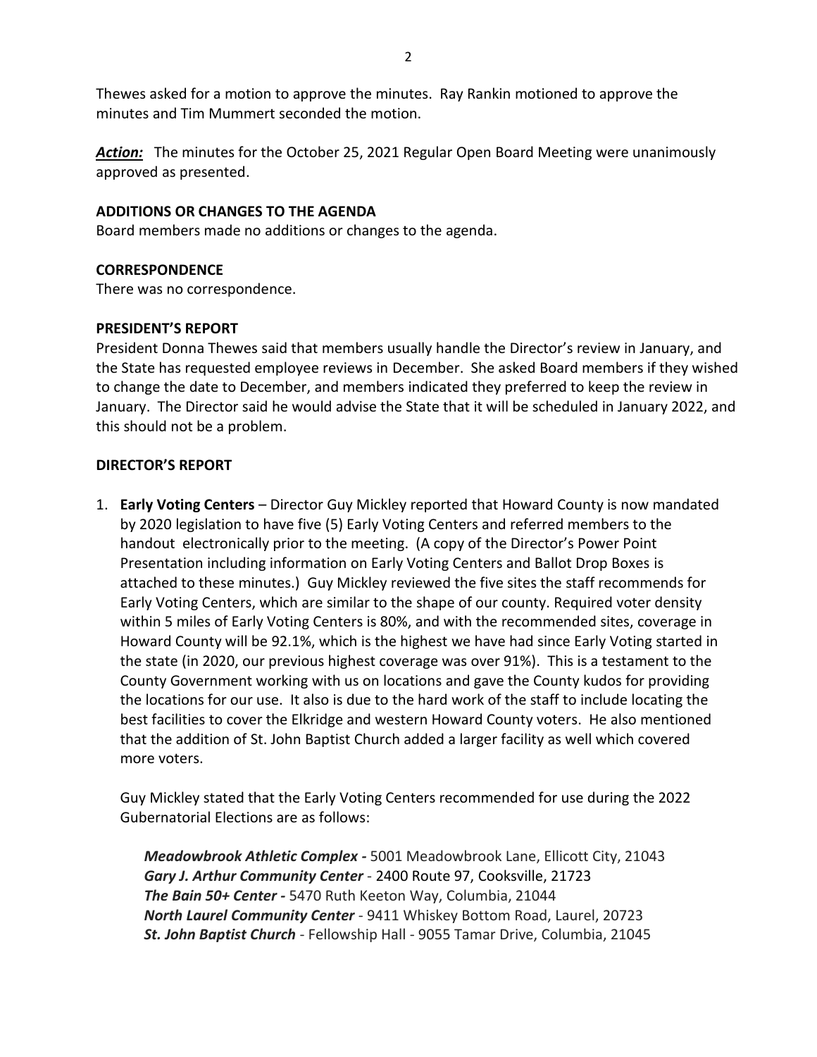Thewes asked for a motion to approve the minutes. Ray Rankin motioned to approve the minutes and Tim Mummert seconded the motion.

***Action:*** The minutes for the October 25, 2021 Regular Open Board Meeting were unanimously approved as presented.

**ADDITIONS OR CHANGES TO THE AGENDA**

Board members made no additions or changes to the agenda.

**CORRESPONDENCE**

There was no correspondence.

**PRESIDENT'S REPORT**

President Donna Thewes said that members usually handle the Director's review in January, and the State has requested employee reviews in December. She asked Board members if they wished to change the date to December, and members indicated they preferred to keep the review in January. The Director said he would advise the State that it will be scheduled in January 2022, and this should not be a problem.

**DIRECTOR'S REPORT**

1. **Early Voting Centers** – Director Guy Mickley reported that Howard County is now mandated by 2020 legislation to have five (5) Early Voting Centers and referred members to the handout electronically prior to the meeting. (A copy of the Director's Power Point Presentation including information on Early Voting Centers and Ballot Drop Boxes is attached to these minutes.) Guy Mickley reviewed the five sites the staff recommends for Early Voting Centers, which are similar to the shape of our county. Required voter density within 5 miles of Early Voting Centers is 80%, and with the recommended sites, coverage in Howard County will be 92.1%, which is the highest we have had since Early Voting started in the state (in 2020, our previous highest coverage was over 91%). This is a testament to the County Government working with us on locations and gave the County kudos for providing the locations for our use. It also is due to the hard work of the staff to include locating the best facilities to cover the Elkridge and western Howard County voters. He also mentioned that the addition of St. John Baptist Church added a larger facility as well which covered more voters.

   Guy Mickley stated that the Early Voting Centers recommended for use during the 2022 Gubernatorial Elections are as follows:

   ***Meadowbrook Athletic Complex -*** 5001 Meadowbrook Lane, Ellicott City, 21043
   ***Gary J. Arthur Community Center*** - 2400 Route 97, Cooksville, 21723
   ***The Bain 50+ Center -*** 5470 Ruth Keeton Way, Columbia, 21044
   ***North Laurel Community Center*** - 9411 Whiskey Bottom Road, Laurel, 20723
   ***St. John Baptist Church*** - Fellowship Hall - 9055 Tamar Drive, Columbia, 21045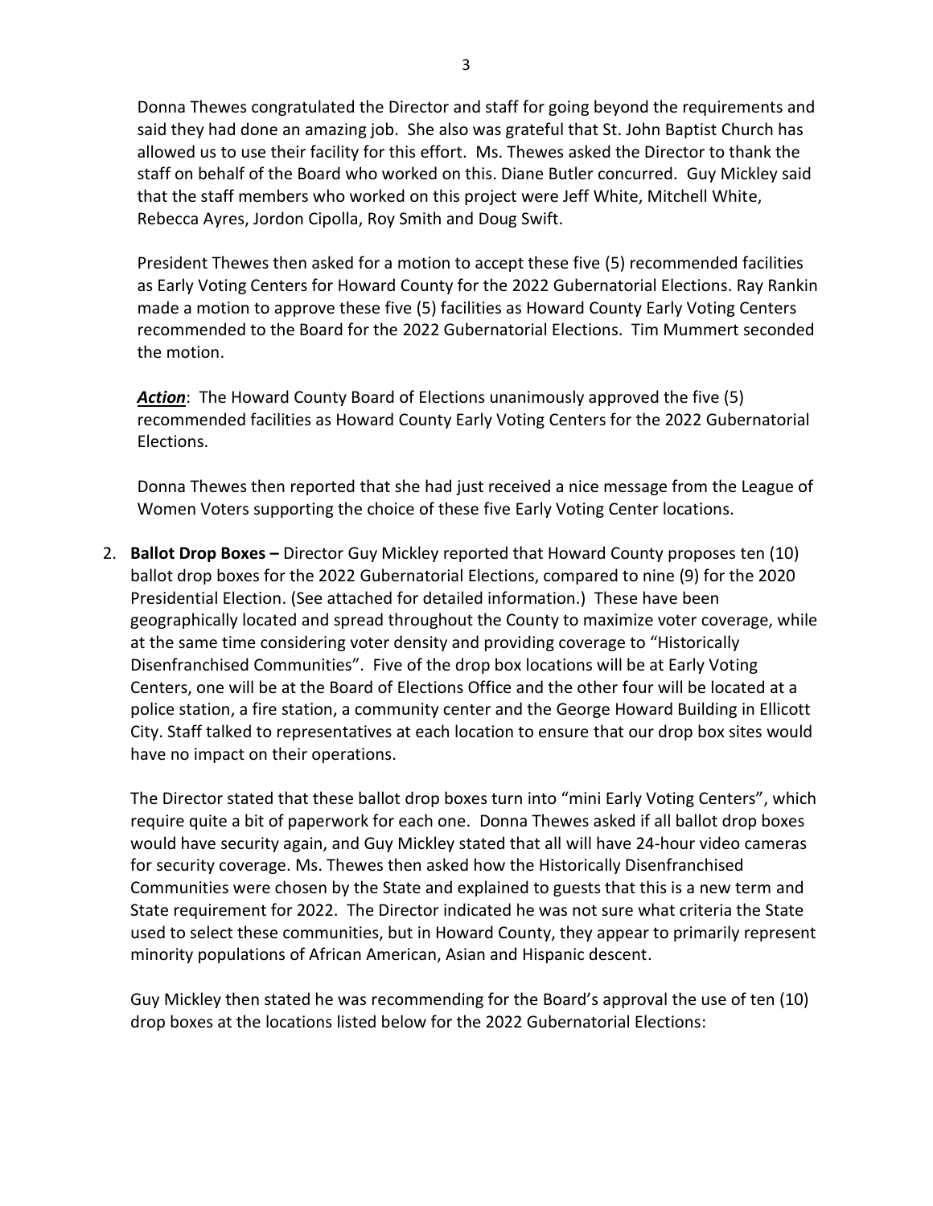Donna Thewes congratulated the Director and staff for going beyond the requirements and said they had done an amazing job. She also was grateful that St. John Baptist Church has allowed us to use their facility for this effort. Ms. Thewes asked the Director to thank the staff on behalf of the Board who worked on this. Diane Butler concurred. Guy Mickley said that the staff members who worked on this project were Jeff White, Mitchell White, Rebecca Ayres, Jordon Cipolla, Roy Smith and Doug Swift.

President Thewes then asked for a motion to accept these five (5) recommended facilities as Early Voting Centers for Howard County for the 2022 Gubernatorial Elections. Ray Rankin made a motion to approve these five (5) facilities as Howard County Early Voting Centers recommended to the Board for the 2022 Gubernatorial Elections. Tim Mummert seconded the motion.

***Action***: The Howard County Board of Elections unanimously approved the five (5) recommended facilities as Howard County Early Voting Centers for the 2022 Gubernatorial Elections.

Donna Thewes then reported that she had just received a nice message from the League of Women Voters supporting the choice of these five Early Voting Center locations.

2. **Ballot Drop Boxes –** Director Guy Mickley reported that Howard County proposes ten (10) ballot drop boxes for the 2022 Gubernatorial Elections, compared to nine (9) for the 2020 Presidential Election. (See attached for detailed information.) These have been geographically located and spread throughout the County to maximize voter coverage, while at the same time considering voter density and providing coverage to "Historically Disenfranchised Communities". Five of the drop box locations will be at Early Voting Centers, one will be at the Board of Elections Office and the other four will be located at a police station, a fire station, a community center and the George Howard Building in Ellicott City. Staff talked to representatives at each location to ensure that our drop box sites would have no impact on their operations.

   The Director stated that these ballot drop boxes turn into "mini Early Voting Centers", which require quite a bit of paperwork for each one. Donna Thewes asked if all ballot drop boxes would have security again, and Guy Mickley stated that all will have 24-hour video cameras for security coverage. Ms. Thewes then asked how the Historically Disenfranchised Communities were chosen by the State and explained to guests that this is a new term and State requirement for 2022. The Director indicated he was not sure what criteria the State used to select these communities, but in Howard County, they appear to primarily represent minority populations of African American, Asian and Hispanic descent.

   Guy Mickley then stated he was recommending for the Board's approval the use of ten (10) drop boxes at the locations listed below for the 2022 Gubernatorial Elections: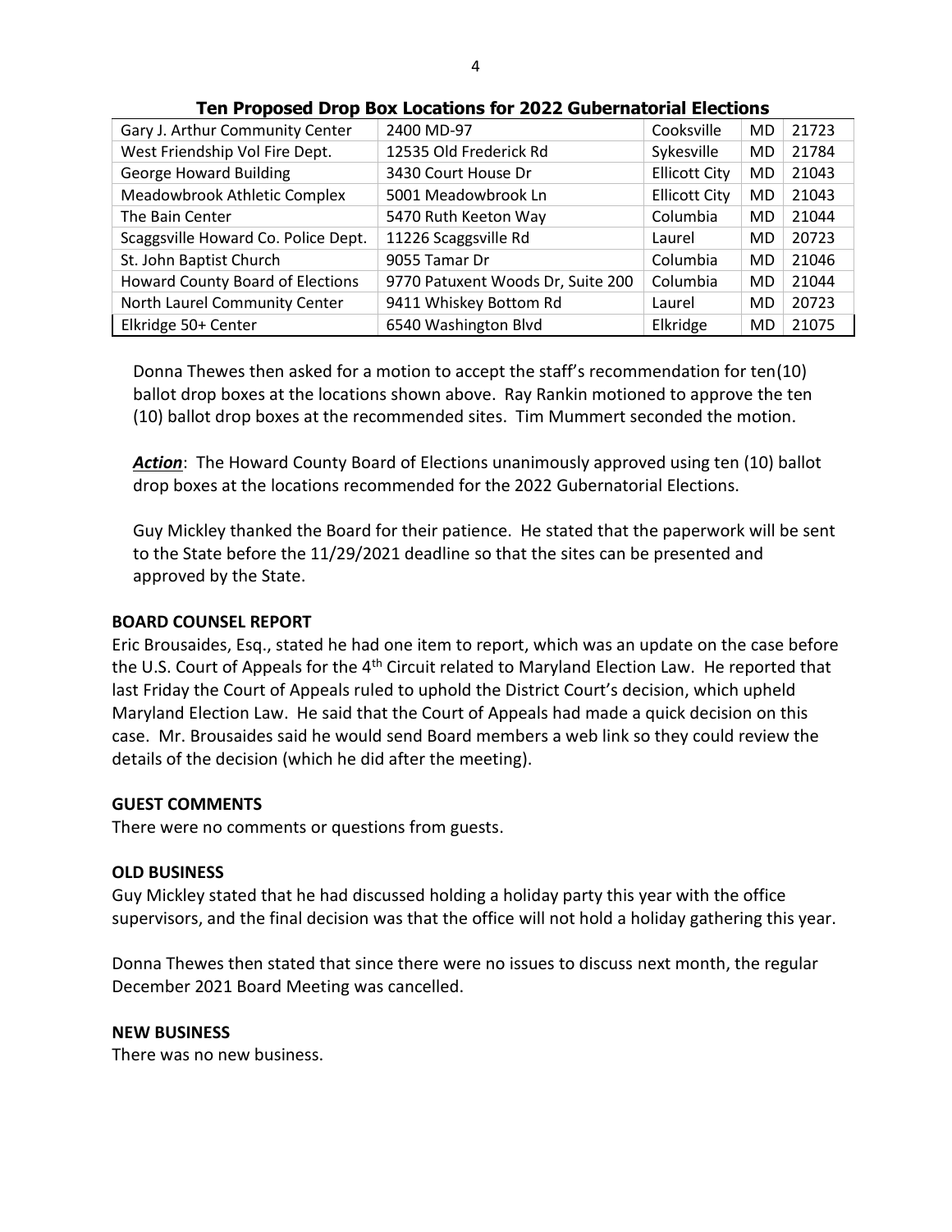### Ten Proposed Drop Box Locations for 2022 Gubernatorial Elections

| | | | | |
|---|---|---|---|---|
| Gary J. Arthur Community Center | 2400 MD-97 | Cooksville | MD | 21723 |
| West Friendship Vol Fire Dept. | 12535 Old Frederick Rd | Sykesville | MD | 21784 |
| George Howard Building | 3430 Court House Dr | Ellicott City | MD | 21043 |
| Meadowbrook Athletic Complex | 5001 Meadowbrook Ln | Ellicott City | MD | 21043 |
| The Bain Center | 5470 Ruth Keeton Way | Columbia | MD | 21044 |
| Scaggsville Howard Co. Police Dept. | 11226 Scaggsville Rd | Laurel | MD | 20723 |
| St. John Baptist Church | 9055 Tamar Dr | Columbia | MD | 21046 |
| Howard County Board of Elections | 9770 Patuxent Woods Dr, Suite 200 | Columbia | MD | 21044 |
| North Laurel Community Center | 9411 Whiskey Bottom Rd | Laurel | MD | 20723 |
| Elkridge 50+ Center | 6540 Washington Blvd | Elkridge | MD | 21075 |

Donna Thewes then asked for a motion to accept the staff's recommendation for ten(10) ballot drop boxes at the locations shown above. Ray Rankin motioned to approve the ten (10) ballot drop boxes at the recommended sites. Tim Mummert seconded the motion.

***Action***: The Howard County Board of Elections unanimously approved using ten (10) ballot drop boxes at the locations recommended for the 2022 Gubernatorial Elections.

Guy Mickley thanked the Board for their patience. He stated that the paperwork will be sent to the State before the 11/29/2021 deadline so that the sites can be presented and approved by the State.

**BOARD COUNSEL REPORT**

Eric Brousaides, Esq., stated he had one item to report, which was an update on the case before the U.S. Court of Appeals for the 4th Circuit related to Maryland Election Law. He reported that last Friday the Court of Appeals ruled to uphold the District Court's decision, which upheld Maryland Election Law. He said that the Court of Appeals had made a quick decision on this case. Mr. Brousaides said he would send Board members a web link so they could review the details of the decision (which he did after the meeting).

**GUEST COMMENTS**

There were no comments or questions from guests.

**OLD BUSINESS**

Guy Mickley stated that he had discussed holding a holiday party this year with the office supervisors, and the final decision was that the office will not hold a holiday gathering this year.

Donna Thewes then stated that since there were no issues to discuss next month, the regular December 2021 Board Meeting was cancelled.

**NEW BUSINESS**

There was no new business.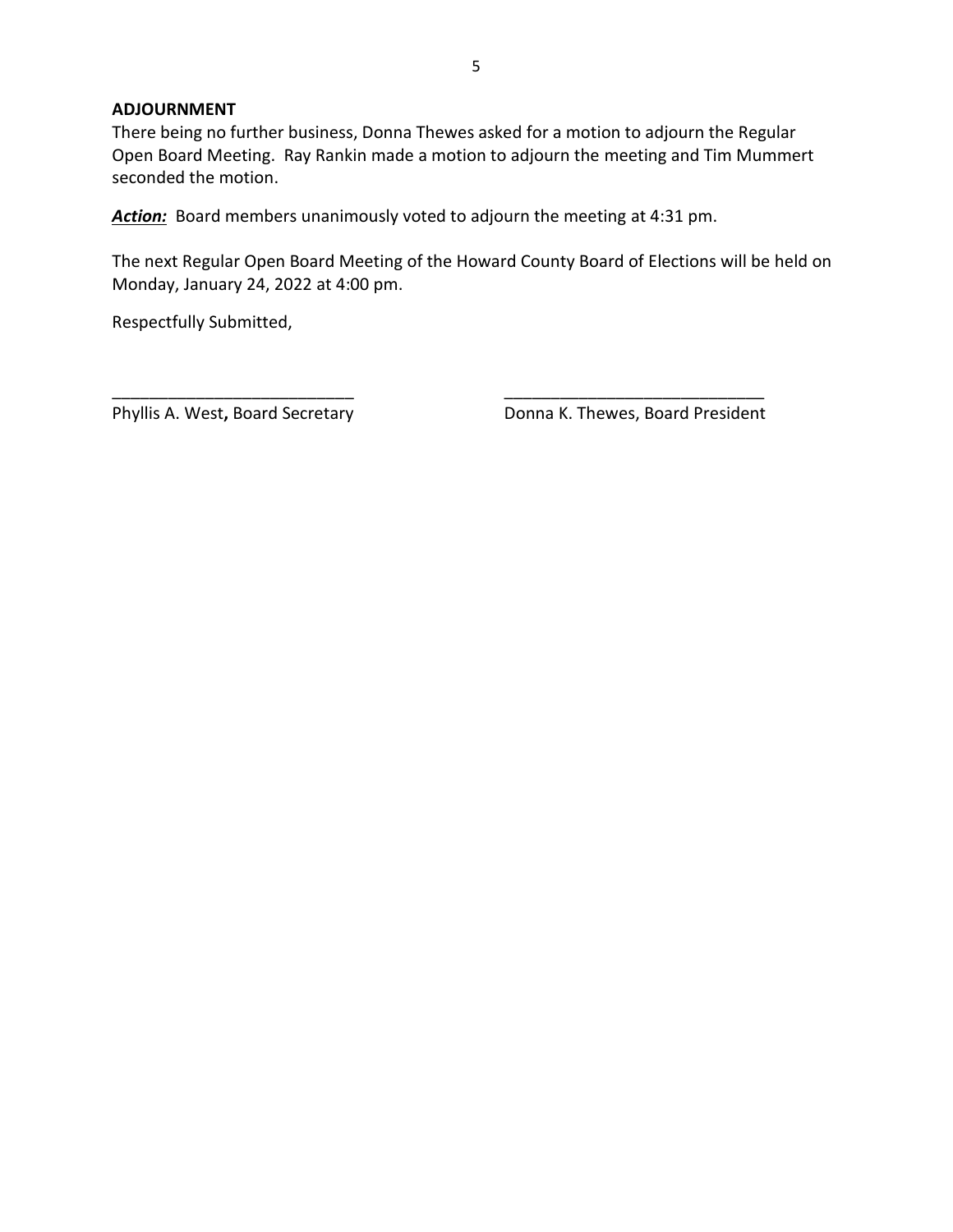**ADJOURNMENT**

There being no further business, Donna Thewes asked for a motion to adjourn the Regular Open Board Meeting. Ray Rankin made a motion to adjourn the meeting and Tim Mummert seconded the motion.

***Action:*** Board members unanimously voted to adjourn the meeting at 4:31 pm.

The next Regular Open Board Meeting of the Howard County Board of Elections will be held on Monday, January 24, 2022 at 4:00 pm.

Respectfully Submitted,

___________________________ ___________________________

Phyllis A. West**,** Board Secretary Donna K. Thewes, Board President